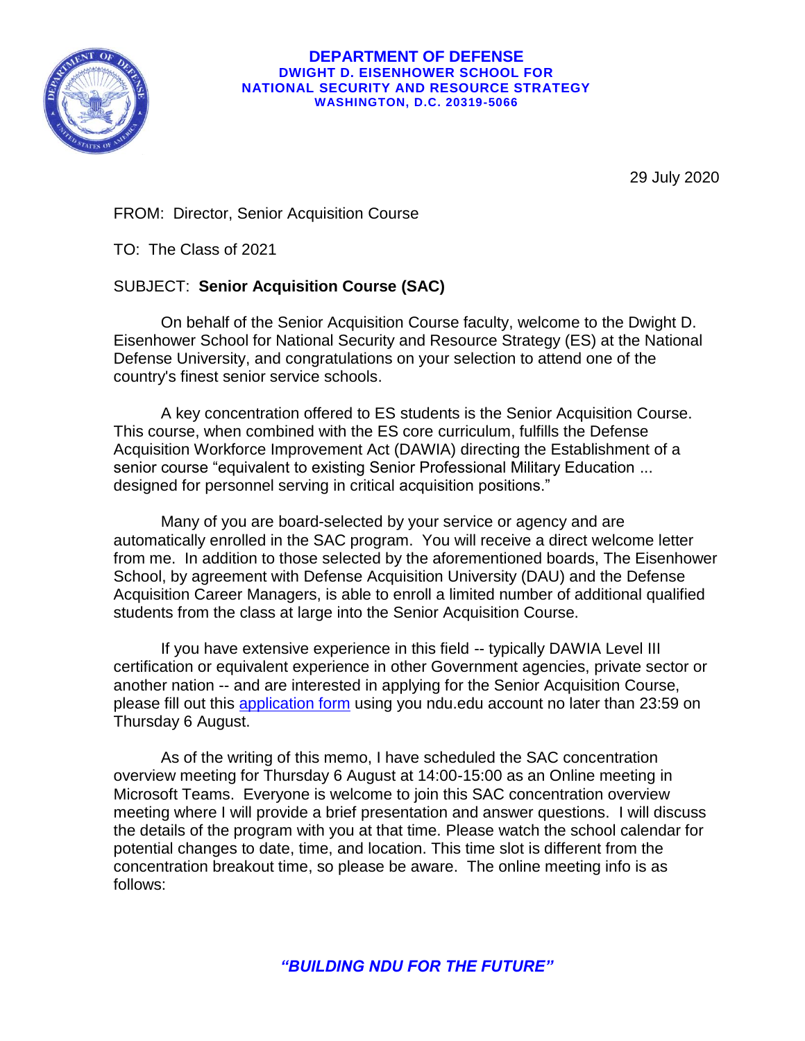**DEPARTMENT OF DEFENSE**
**DWIGHT D. EISENHOWER SCHOOL FOR**
**NATIONAL SECURITY AND RESOURCE STRATEGY**
**WASHINGTON, D.C. 20319-5066**

29 July 2020

FROM: Director, Senior Acquisition Course

TO: The Class of 2021

SUBJECT: **Senior Acquisition Course (SAC)**

On behalf of the Senior Acquisition Course faculty, welcome to the Dwight D. Eisenhower School for National Security and Resource Strategy (ES) at the National Defense University, and congratulations on your selection to attend one of the country's finest senior service schools.

A key concentration offered to ES students is the Senior Acquisition Course. This course, when combined with the ES core curriculum, fulfills the Defense Acquisition Workforce Improvement Act (DAWIA) directing the Establishment of a senior course "equivalent to existing Senior Professional Military Education ... designed for personnel serving in critical acquisition positions."

Many of you are board-selected by your service or agency and are automatically enrolled in the SAC program. You will receive a direct welcome letter from me. In addition to those selected by the aforementioned boards, The Eisenhower School, by agreement with Defense Acquisition University (DAU) and the Defense Acquisition Career Managers, is able to enroll a limited number of additional qualified students from the class at large into the Senior Acquisition Course.

If you have extensive experience in this field -- typically DAWIA Level III certification or equivalent experience in other Government agencies, private sector or another nation -- and are interested in applying for the Senior Acquisition Course, please fill out this application form using you ndu.edu account no later than 23:59 on Thursday 6 August.

As of the writing of this memo, I have scheduled the SAC concentration overview meeting for Thursday 6 August at 14:00-15:00 as an Online meeting in Microsoft Teams. Everyone is welcome to join this SAC concentration overview meeting where I will provide a brief presentation and answer questions. I will discuss the details of the program with you at that time. Please watch the school calendar for potential changes to date, time, and location. This time slot is different from the concentration breakout time, so please be aware. The online meeting info is as follows: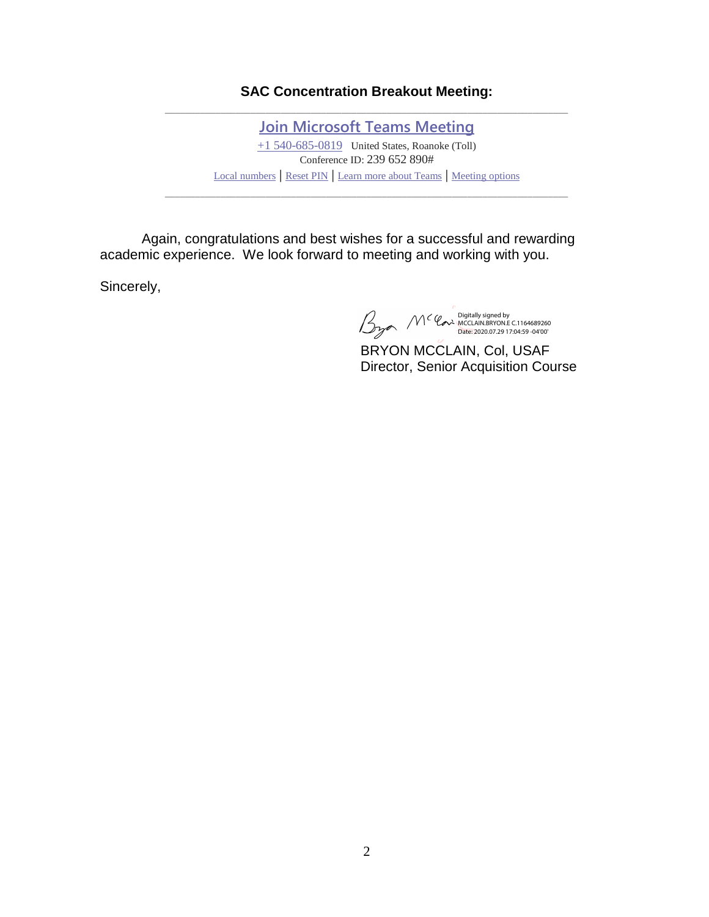**SAC Concentration Breakout Meeting:**

---

**Join Microsoft Teams Meeting**

+1 540-685-0819 United States, Roanoke (Toll)

Conference ID: 239 652 890#

Local numbers | Reset PIN | Learn more about Teams | Meeting options

---

Again, congratulations and best wishes for a successful and rewarding academic experience. We look forward to meeting and working with you.

Sincerely,

Digitally signed by MCCLAIN.BRYON.E C.1164689260
Date: 2020.07.29 17:04:59 -04'00'

BRYON MCCLAIN, Col, USAF
Director, Senior Acquisition Course